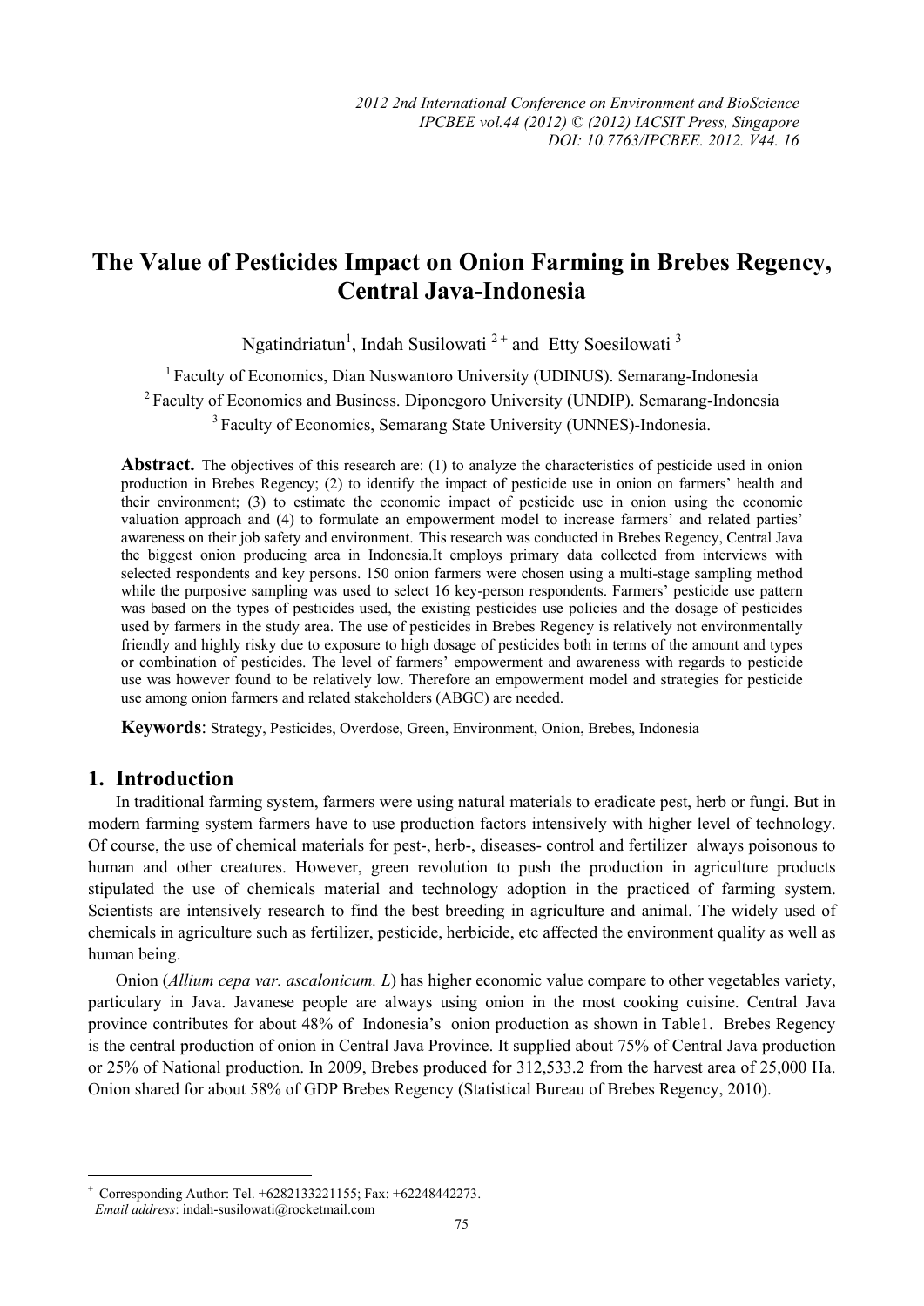# The Value of Pesticides Impact on Onion Farming in Brebes Regency, Central Java-Indonesia

Ngatindriatun[1], Indah Susilowati [2+] and Etty Soesilowati [3]

[1] Faculty of Economics, Dian Nuswantoro University (UDINUS). Semarang-Indonesia
[2] Faculty of Economics and Business. Diponegoro University (UNDIP). Semarang-Indonesia
[3] Faculty of Economics, Semarang State University (UNNES)-Indonesia.

**Abstract.** The objectives of this research are: (1) to analyze the characteristics of pesticide used in onion production in Brebes Regency; (2) to identify the impact of pesticide use in onion on farmers' health and their environment; (3) to estimate the economic impact of pesticide use in onion using the economic valuation approach and (4) to formulate an empowerment model to increase farmers' and related parties' awareness on their job safety and environment. This research was conducted in Brebes Regency, Central Java the biggest onion producing area in Indonesia.It employs primary data collected from interviews with selected respondents and key persons. 150 onion farmers were chosen using a multi-stage sampling method while the purposive sampling was used to select 16 key-person respondents. Farmers' pesticide use pattern was based on the types of pesticides used, the existing pesticides use policies and the dosage of pesticides used by farmers in the study area. The use of pesticides in Brebes Regency is relatively not environmentally friendly and highly risky due to exposure to high dosage of pesticides both in terms of the amount and types or combination of pesticides. The level of farmers' empowerment and awareness with regards to pesticide use was however found to be relatively low. Therefore an empowerment model and strategies for pesticide use among onion farmers and related stakeholders (ABGC) are needed.

**Keywords**: Strategy, Pesticides, Overdose, Green, Environment, Onion, Brebes, Indonesia

## 1. Introduction

In traditional farming system, farmers were using natural materials to eradicate pest, herb or fungi. But in modern farming system farmers have to use production factors intensively with higher level of technology. Of course, the use of chemical materials for pest-, herb-, diseases- control and fertilizer always poisonous to human and other creatures. However, green revolution to push the production in agriculture products stipulated the use of chemicals material and technology adoption in the practiced of farming system. Scientists are intensively research to find the best breeding in agriculture and animal. The widely used of chemicals in agriculture such as fertilizer, pesticide, herbicide, etc affected the environment quality as well as human being.

Onion (*Allium cepa var. ascalonicum. L*) has higher economic value compare to other vegetables variety, particulary in Java. Javanese people are always using onion in the most cooking cuisine. Central Java province contributes for about 48% of Indonesia's onion production as shown in Table1. Brebes Regency is the central production of onion in Central Java Province. It supplied about 75% of Central Java production or 25% of National production. In 2009, Brebes produced for 312,533.2 from the harvest area of 25,000 Ha. Onion shared for about 58% of GDP Brebes Regency (Statistical Bureau of Brebes Regency, 2010).

+ Corresponding Author: Tel. +6282133221155; Fax: +62248442273.
*Email address*: indah-susilowati@rocketmail.com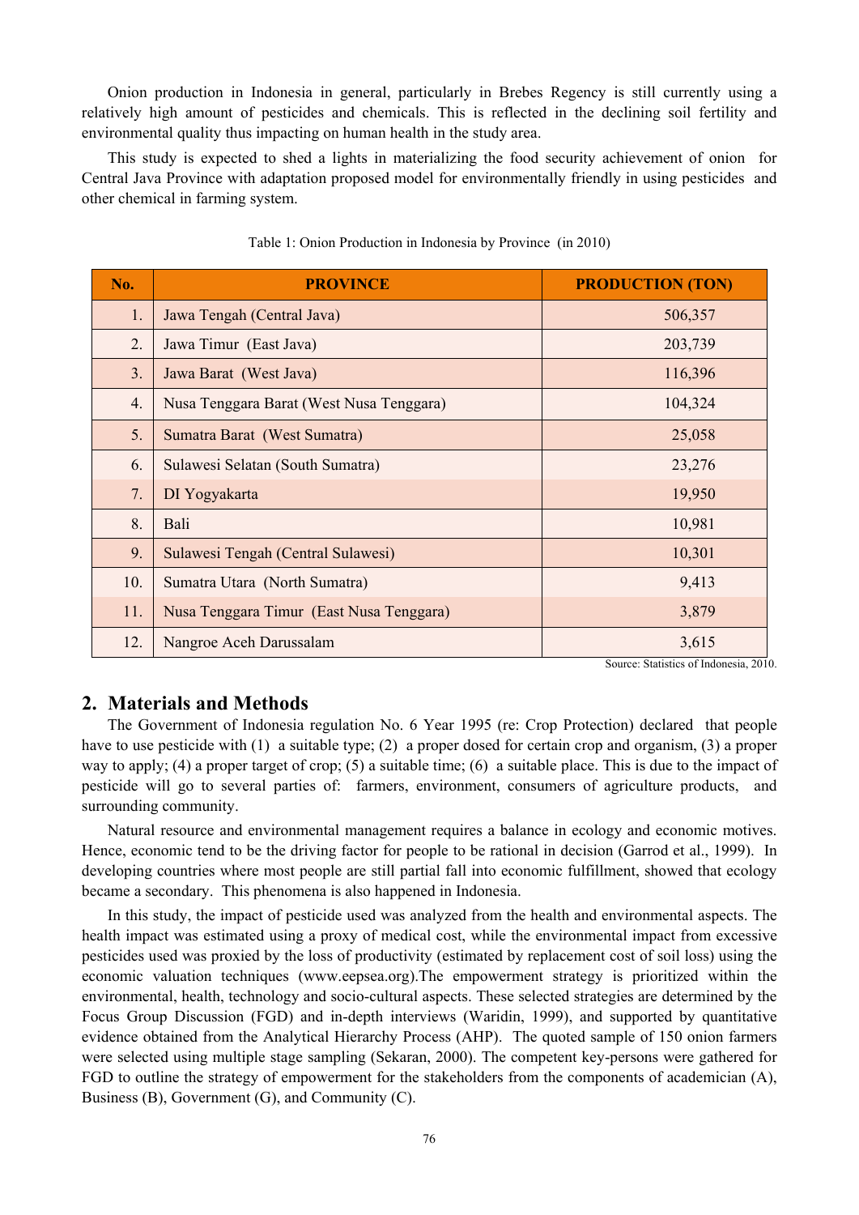Onion production in Indonesia in general, particularly in Brebes Regency is still currently using a relatively high amount of pesticides and chemicals. This is reflected in the declining soil fertility and environmental quality thus impacting on human health in the study area.

This study is expected to shed a lights in materializing the food security achievement of onion for Central Java Province with adaptation proposed model for environmentally friendly in using pesticides and other chemical in farming system.

Table 1: Onion Production in Indonesia by Province (in 2010)

| No. | PROVINCE | PRODUCTION (TON) |
|---|---|---|
| 1. | Jawa Tengah (Central Java) | 506,357 |
| 2. | Jawa Timur (East Java) | 203,739 |
| 3. | Jawa Barat (West Java) | 116,396 |
| 4. | Nusa Tenggara Barat (West Nusa Tenggara) | 104,324 |
| 5. | Sumatra Barat (West Sumatra) | 25,058 |
| 6. | Sulawesi Selatan (South Sumatra) | 23,276 |
| 7. | DI Yogyakarta | 19,950 |
| 8. | Bali | 10,981 |
| 9. | Sulawesi Tengah (Central Sulawesi) | 10,301 |
| 10. | Sumatra Utara (North Sumatra) | 9,413 |
| 11. | Nusa Tenggara Timur (East Nusa Tenggara) | 3,879 |
| 12. | Nangroe Aceh Darussalam | 3,615 |

Source: Statistics of Indonesia, 2010.

## 2. Materials and Methods

The Government of Indonesia regulation No. 6 Year 1995 (re: Crop Protection) declared that people have to use pesticide with (1) a suitable type; (2) a proper dosed for certain crop and organism, (3) a proper way to apply; (4) a proper target of crop; (5) a suitable time; (6) a suitable place. This is due to the impact of pesticide will go to several parties of: farmers, environment, consumers of agriculture products, and surrounding community.

Natural resource and environmental management requires a balance in ecology and economic motives. Hence, economic tend to be the driving factor for people to be rational in decision (Garrod et al., 1999). In developing countries where most people are still partial fall into economic fulfillment, showed that ecology became a secondary. This phenomena is also happened in Indonesia.

In this study, the impact of pesticide used was analyzed from the health and environmental aspects. The health impact was estimated using a proxy of medical cost, while the environmental impact from excessive pesticides used was proxied by the loss of productivity (estimated by replacement cost of soil loss) using the economic valuation techniques (www.eepsea.org).The empowerment strategy is prioritized within the environmental, health, technology and socio-cultural aspects. These selected strategies are determined by the Focus Group Discussion (FGD) and in-depth interviews (Waridin, 1999), and supported by quantitative evidence obtained from the Analytical Hierarchy Process (AHP). The quoted sample of 150 onion farmers were selected using multiple stage sampling (Sekaran, 2000). The competent key-persons were gathered for FGD to outline the strategy of empowerment for the stakeholders from the components of academician (A), Business (B), Government (G), and Community (C).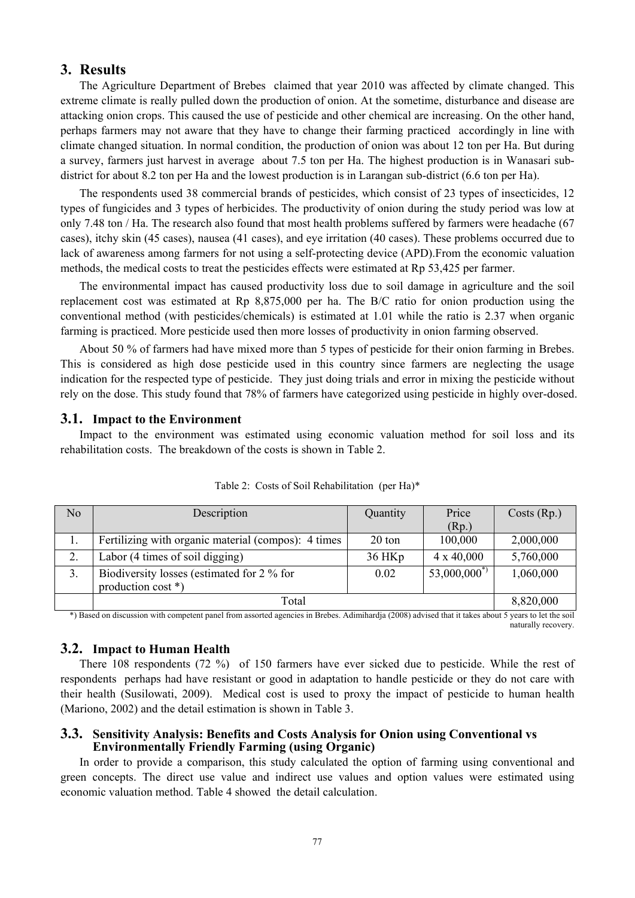## 3. Results

The Agriculture Department of Brebes claimed that year 2010 was affected by climate changed. This extreme climate is really pulled down the production of onion. At the sometime, disturbance and disease are attacking onion crops. This caused the use of pesticide and other chemical are increasing. On the other hand, perhaps farmers may not aware that they have to change their farming practiced accordingly in line with climate changed situation. In normal condition, the production of onion was about 12 ton per Ha. But during a survey, farmers just harvest in average about 7.5 ton per Ha. The highest production is in Wanasari sub-district for about 8.2 ton per Ha and the lowest production is in Larangan sub-district (6.6 ton per Ha).

The respondents used 38 commercial brands of pesticides, which consist of 23 types of insecticides, 12 types of fungicides and 3 types of herbicides. The productivity of onion during the study period was low at only 7.48 ton / Ha. The research also found that most health problems suffered by farmers were headache (67 cases), itchy skin (45 cases), nausea (41 cases), and eye irritation (40 cases). These problems occurred due to lack of awareness among farmers for not using a self-protecting device (APD).From the economic valuation methods, the medical costs to treat the pesticides effects were estimated at Rp 53,425 per farmer.

The environmental impact has caused productivity loss due to soil damage in agriculture and the soil replacement cost was estimated at Rp 8,875,000 per ha. The B/C ratio for onion production using the conventional method (with pesticides/chemicals) is estimated at 1.01 while the ratio is 2.37 when organic farming is practiced. More pesticide used then more losses of productivity in onion farming observed.

About 50 % of farmers had have mixed more than 5 types of pesticide for their onion farming in Brebes. This is considered as high dose pesticide used in this country since farmers are neglecting the usage indication for the respected type of pesticide. They just doing trials and error in mixing the pesticide without rely on the dose. This study found that 78% of farmers have categorized using pesticide in highly over-dosed.

### 3.1. Impact to the Environment

Impact to the environment was estimated using economic valuation method for soil loss and its rehabilitation costs. The breakdown of the costs is shown in Table 2.

Table 2: Costs of Soil Rehabilitation (per Ha)*

| No | Description | Quantity | Price (Rp.) | Costs (Rp.) |
|---|---|---|---|---|
| 1. | Fertilizing with organic material (compos): 4 times | 20 ton | 100,000 | 2,000,000 |
| 2. | Labor (4 times of soil digging) | 36 HKp | 4 x 40,000 | 5,760,000 |
| 3. | Biodiversity losses (estimated for 2 % for production cost *) | 0.02 | 53,000,000*) | 1,060,000 |
| | Total | | | 8,820,000 |

*) Based on discussion with competent panel from assorted agencies in Brebes. Adimihardja (2008) advised that it takes about 5 years to let the soil naturally recovery.

### 3.2. Impact to Human Health

There 108 respondents (72 %) of 150 farmers have ever sicked due to pesticide. While the rest of respondents perhaps had have resistant or good in adaptation to handle pesticide or they do not care with their health (Susilowati, 2009). Medical cost is used to proxy the impact of pesticide to human health (Mariono, 2002) and the detail estimation is shown in Table 3.

### 3.3. Sensitivity Analysis: Benefits and Costs Analysis for Onion using Conventional vs Environmentally Friendly Farming (using Organic)

In order to provide a comparison, this study calculated the option of farming using conventional and green concepts. The direct use value and indirect use values and option values were estimated using economic valuation method. Table 4 showed the detail calculation.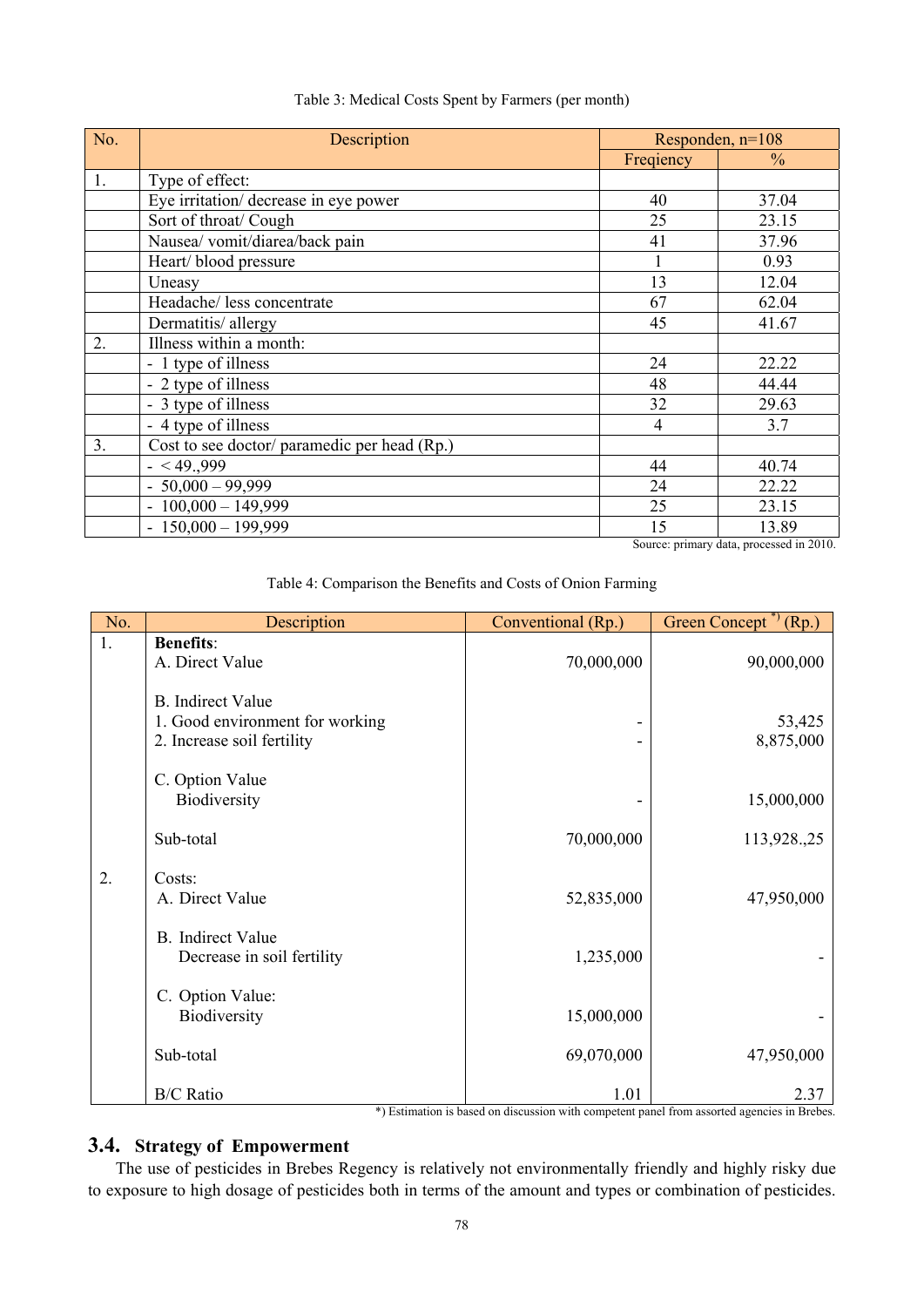Table 3: Medical Costs Spent by Farmers (per month)

| No. | Description | Responden, n=108 | |
|---|---|---|---|
| | | Freqiency | % |
| 1. | Type of effect: | | |
| | Eye irritation/ decrease in eye power | 40 | 37.04 |
| | Sort of throat/ Cough | 25 | 23.15 |
| | Nausea/ vomit/diarea/back pain | 41 | 37.96 |
| | Heart/ blood pressure | 1 | 0.93 |
| | Uneasy | 13 | 12.04 |
| | Headache/ less concentrate | 67 | 62.04 |
| | Dermatitis/ allergy | 45 | 41.67 |
| 2. | Illness within a month: | | |
| | - 1 type of illness | 24 | 22.22 |
| | - 2 type of illness | 48 | 44.44 |
| | - 3 type of illness | 32 | 29.63 |
| | - 4 type of illness | 4 | 3.7 |
| 3. | Cost to see doctor/ paramedic per head (Rp.) | | |
| | - < 49.,999 | 44 | 40.74 |
| | - 50,000 – 99,999 | 24 | 22.22 |
| | - 100,000 – 149,999 | 25 | 23.15 |
| | - 150,000 – 199,999 | 15 | 13.89 |

Source: primary data, processed in 2010.

Table 4: Comparison the Benefits and Costs of Onion Farming

| No. | Description | Conventional (Rp.) | Green Concept *) (Rp.) |
|---|---|---|---|
| 1. | **Benefits**: | | |
| | A. Direct Value | 70,000,000 | 90,000,000 |
| | B. Indirect Value | | |
| | 1. Good environment for working | - | 53,425 |
| | 2. Increase soil fertility | - | 8,875,000 |
| | C. Option Value | | |
| | Biodiversity | - | 15,000,000 |
| | Sub-total | 70,000,000 | 113,928.,25 |
| 2. | Costs: | | |
| | A. Direct Value | 52,835,000 | 47,950,000 |
| | B. Indirect Value | | |
| | Decrease in soil fertility | 1,235,000 | - |
| | C. Option Value: | | |
| | Biodiversity | 15,000,000 | - |
| | Sub-total | 69,070,000 | 47,950,000 |
| | B/C Ratio | 1.01 | 2.37 |

*) Estimation is based on discussion with competent panel from assorted agencies in Brebes.

## 3.4. Strategy of Empowerment

The use of pesticides in Brebes Regency is relatively not environmentally friendly and highly risky due to exposure to high dosage of pesticides both in terms of the amount and types or combination of pesticides.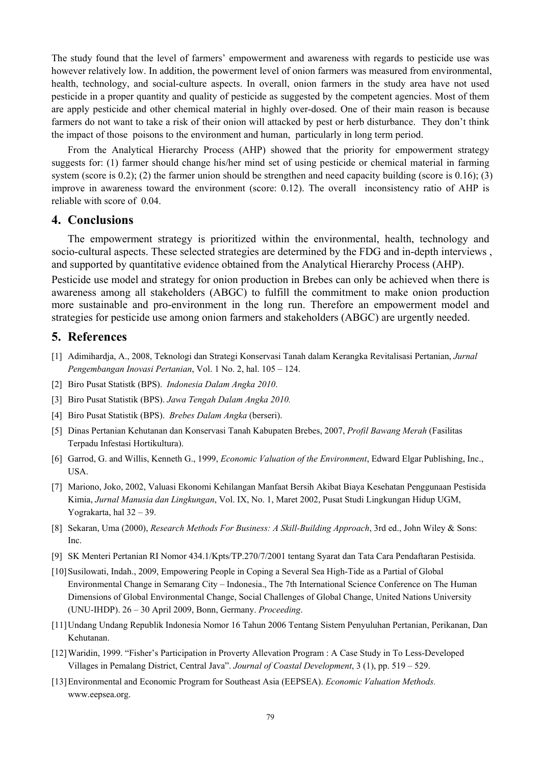The study found that the level of farmers' empowerment and awareness with regards to pesticide use was however relatively low. In addition, the powerment level of onion farmers was measured from environmental, health, technology, and social-culture aspects. In overall, onion farmers in the study area have not used pesticide in a proper quantity and quality of pesticide as suggested by the competent agencies. Most of them are apply pesticide and other chemical material in highly over-dosed. One of their main reason is because farmers do not want to take a risk of their onion will attacked by pest or herb disturbance. They don't think the impact of those poisons to the environment and human, particularly in long term period.

From the Analytical Hierarchy Process (AHP) showed that the priority for empowerment strategy suggests for: (1) farmer should change his/her mind set of using pesticide or chemical material in farming system (score is 0.2); (2) the farmer union should be strengthen and need capacity building (score is 0.16); (3) improve in awareness toward the environment (score: 0.12). The overall inconsistency ratio of AHP is reliable with score of 0.04.

## 4. Conclusions

The empowerment strategy is prioritized within the environmental, health, technology and socio-cultural aspects. These selected strategies are determined by the FDG and in-depth interviews , and supported by quantitative evidence obtained from the Analytical Hierarchy Process (AHP).

Pesticide use model and strategy for onion production in Brebes can only be achieved when there is awareness among all stakeholders (ABGC) to fulfill the commitment to make onion production more sustainable and pro-environment in the long run. Therefore an empowerment model and strategies for pesticide use among onion farmers and stakeholders (ABGC) are urgently needed.

## 5. References

[1] Adimihardja, A., 2008, Teknologi dan Strategi Konservasi Tanah dalam Kerangka Revitalisasi Pertanian, *Jurnal Pengembangan Inovasi Pertanian*, Vol. 1 No. 2, hal. 105 – 124.

[2] Biro Pusat Statistk (BPS). *Indonesia Dalam Angka 2010*.

[3] Biro Pusat Statistik (BPS). *Jawa Tengah Dalam Angka 2010.*

[4] Biro Pusat Statistik (BPS). *Brebes Dalam Angka* (berseri).

[5] Dinas Pertanian Kehutanan dan Konservasi Tanah Kabupaten Brebes, 2007, *Profil Bawang Merah* (Fasilitas Terpadu Infestasi Hortikultura).

[6] Garrod, G. and Willis, Kenneth G., 1999, *Economic Valuation of the Environment*, Edward Elgar Publishing, Inc., USA.

[7] Mariono, Joko, 2002, Valuasi Ekonomi Kehilangan Manfaat Bersih Akibat Biaya Kesehatan Penggunaan Pestisida Kimia, *Jurnal Manusia dan Lingkungan*, Vol. IX, No. 1, Maret 2002, Pusat Studi Lingkungan Hidup UGM, Yograkarta, hal 32 – 39.

[8] Sekaran, Uma (2000), *Research Methods For Business: A Skill-Building Approach*, 3rd ed., John Wiley & Sons: Inc.

[9] SK Menteri Pertanian RI Nomor 434.1/Kpts/TP.270/7/2001 tentang Syarat dan Tata Cara Pendaftaran Pestisida.

[10] Susilowati, Indah., 2009, Empowering People in Coping a Several Sea High-Tide as a Partial of Global Environmental Change in Semarang City – Indonesia., The 7th International Science Conference on The Human Dimensions of Global Environmental Change, Social Challenges of Global Change, United Nations University (UNU-IHDP). 26 – 30 April 2009, Bonn, Germany. *Proceeding*.

[11] Undang Undang Republik Indonesia Nomor 16 Tahun 2006 Tentang Sistem Penyuluhan Pertanian, Perikanan, Dan Kehutanan.

[12] Waridin, 1999. "Fisher's Participation in Proverty Allevation Program : A Case Study in To Less-Developed Villages in Pemalang District, Central Java". *Journal of Coastal Development*, 3 (1), pp. 519 – 529.

[13] Environmental and Economic Program for Southeast Asia (EEPSEA). *Economic Valuation Methods.* www.eepsea.org.